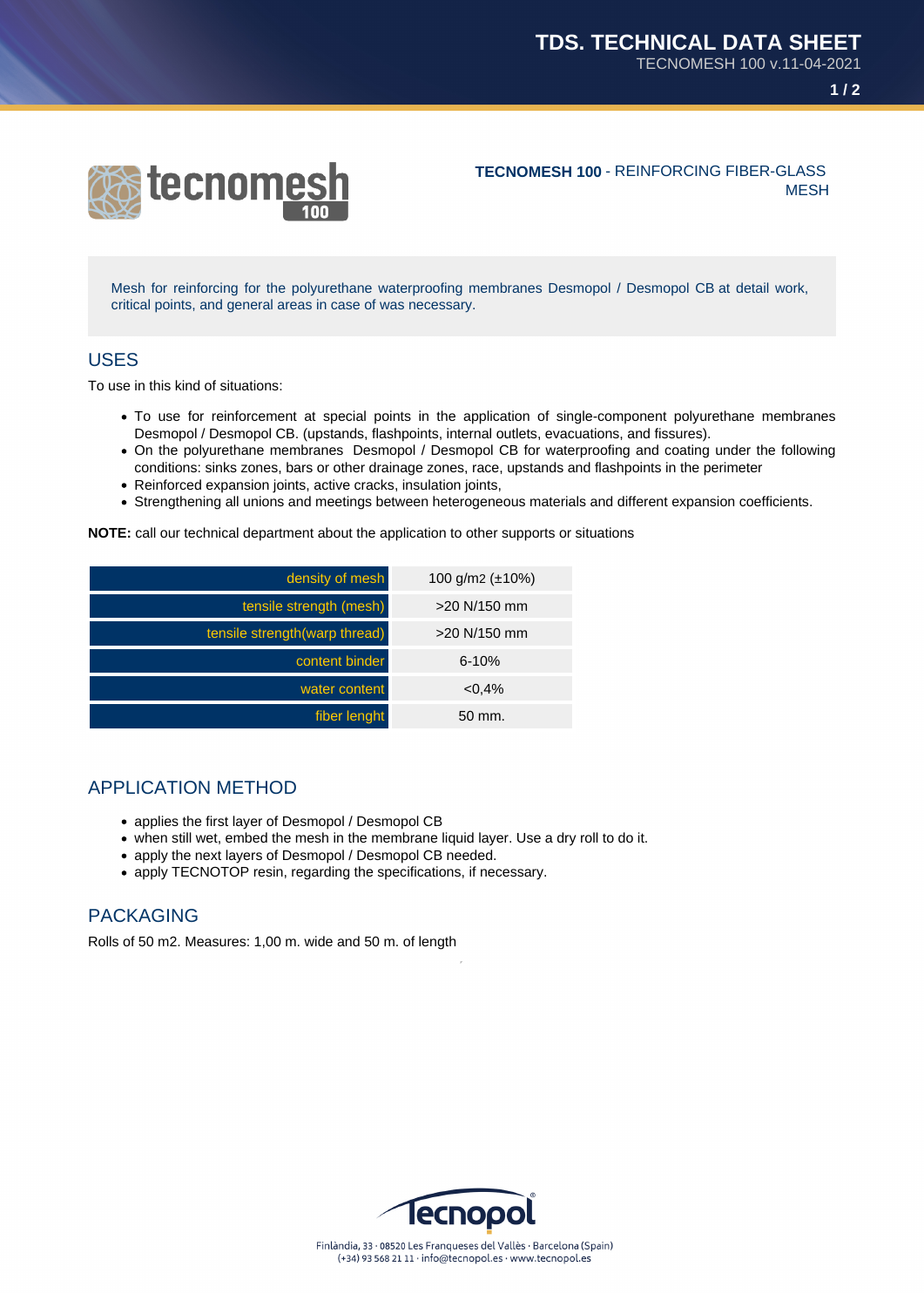# TECNOMESH 100 - REINFORCING FIBER-GLASS MESH

Mesh for reinforcing for the polyurethane waterproofing membranes Desmopol / Desmopol CB at detail work, critical points, and general areas in case of was necessary.

## USES

To use in this kind of situations:

- To use for reinforcement at special points in the application of single-component polyurethane membranes Desmopol / Desmopol CB. (upstands, flashpoints, internal outlets, evacuations, and fissures).
- On the polyurethane membranes Desmopol / Desmopol CB for waterproofing and coating under the following conditions: sinks zones, bars or other drainage zones, race, upstands and flashpoints in the perimeter
- Reinforced expansion joints, active cracks, insulation joints,
- Strengthening all unions and meetings between heterogeneous materials and different expansion coefficients.

**NOTE:** call our technical department about the application to other supports or situations

| | |
|---|---|
| density of mesh | 100 g/m2 (±10%) |
| tensile strength (mesh) | >20 N/150 mm |
| tensile strength(warp thread) | >20 N/150 mm |
| content binder | 6-10% |
| water content | <0,4% |
| fiber lenght | 50 mm. |

## APPLICATION METHOD

- applies the first layer of Desmopol / Desmopol CB
- when still wet, embed the mesh in the membrane liquid layer. Use a dry roll to do it.
- apply the next layers of Desmopol / Desmopol CB needed.
- apply TECNOTOP resin, regarding the specifications, if necessary.

## PACKAGING

Rolls of 50 m2. Measures: 1,00 m. wide and 50 m. of length

Finlàndia, 33 · 08520 Les Franqueses del Vallès · Barcelona (Spain)
(+34) 93 568 21 11 · info@tecnopol.es · www.tecnopol.es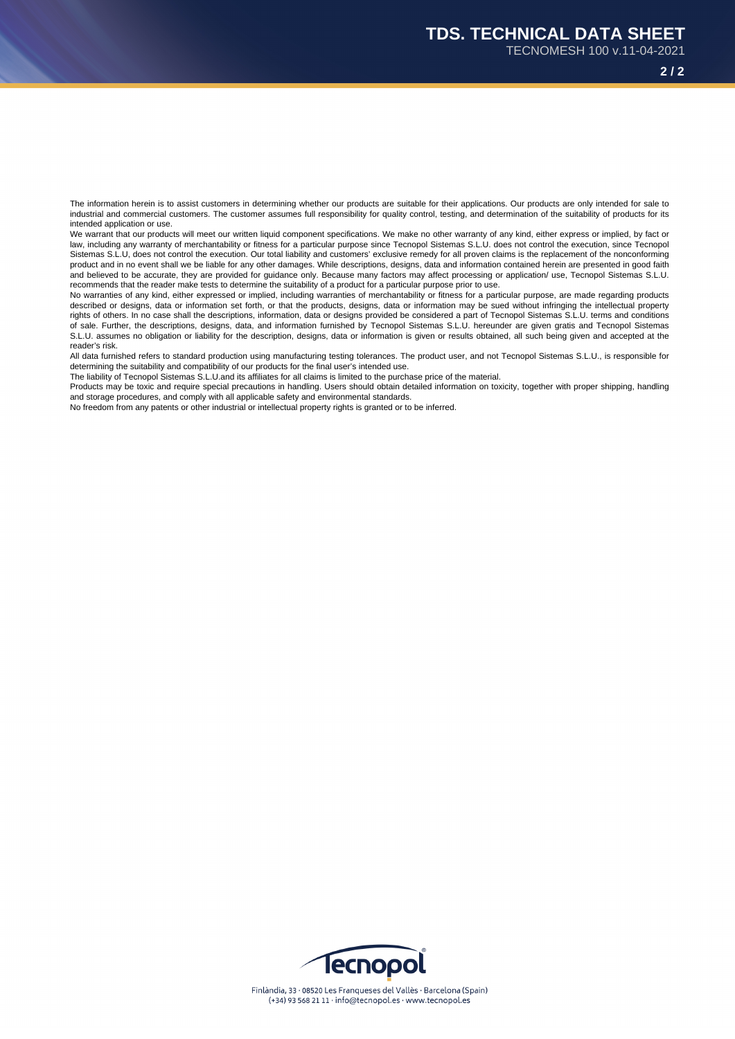The information herein is to assist customers in determining whether our products are suitable for their applications. Our products are only intended for sale to industrial and commercial customers. The customer assumes full responsibility for quality control, testing, and determination of the suitability of products for its intended application or use.

We warrant that our products will meet our written liquid component specifications. We make no other warranty of any kind, either express or implied, by fact or law, including any warranty of merchantability or fitness for a particular purpose since Tecnopol Sistemas S.L.U. does not control the execution, since Tecnopol Sistemas S.L.U, does not control the execution. Our total liability and customers' exclusive remedy for all proven claims is the replacement of the nonconforming product and in no event shall we be liable for any other damages. While descriptions, designs, data and information contained herein are presented in good faith and believed to be accurate, they are provided for guidance only. Because many factors may affect processing or application/ use, Tecnopol Sistemas S.L.U. recommends that the reader make tests to determine the suitability of a product for a particular purpose prior to use.

No warranties of any kind, either expressed or implied, including warranties of merchantability or fitness for a particular purpose, are made regarding products described or designs, data or information set forth, or that the products, designs, data or information may be sued without infringing the intellectual property rights of others. In no case shall the descriptions, information, data or designs provided be considered a part of Tecnopol Sistemas S.L.U. terms and conditions of sale. Further, the descriptions, designs, data, and information furnished by Tecnopol Sistemas S.L.U. hereunder are given gratis and Tecnopol Sistemas S.L.U. assumes no obligation or liability for the description, designs, data or information is given or results obtained, all such being given and accepted at the reader's risk.

All data furnished refers to standard production using manufacturing testing tolerances. The product user, and not Tecnopol Sistemas S.L.U., is responsible for determining the suitability and compatibility of our products for the final user's intended use.

The liability of Tecnopol Sistemas S.L.U.and its affiliates for all claims is limited to the purchase price of the material.

Products may be toxic and require special precautions in handling. Users should obtain detailed information on toxicity, together with proper shipping, handling and storage procedures, and comply with all applicable safety and environmental standards.

No freedom from any patents or other industrial or intellectual property rights is granted or to be inferred.

Tecnopol

Finlàndia, 33 · 08520 Les Franqueses del Vallès · Barcelona (Spain)
(+34) 93 568 21 11 · info@tecnopol.es · www.tecnopol.es